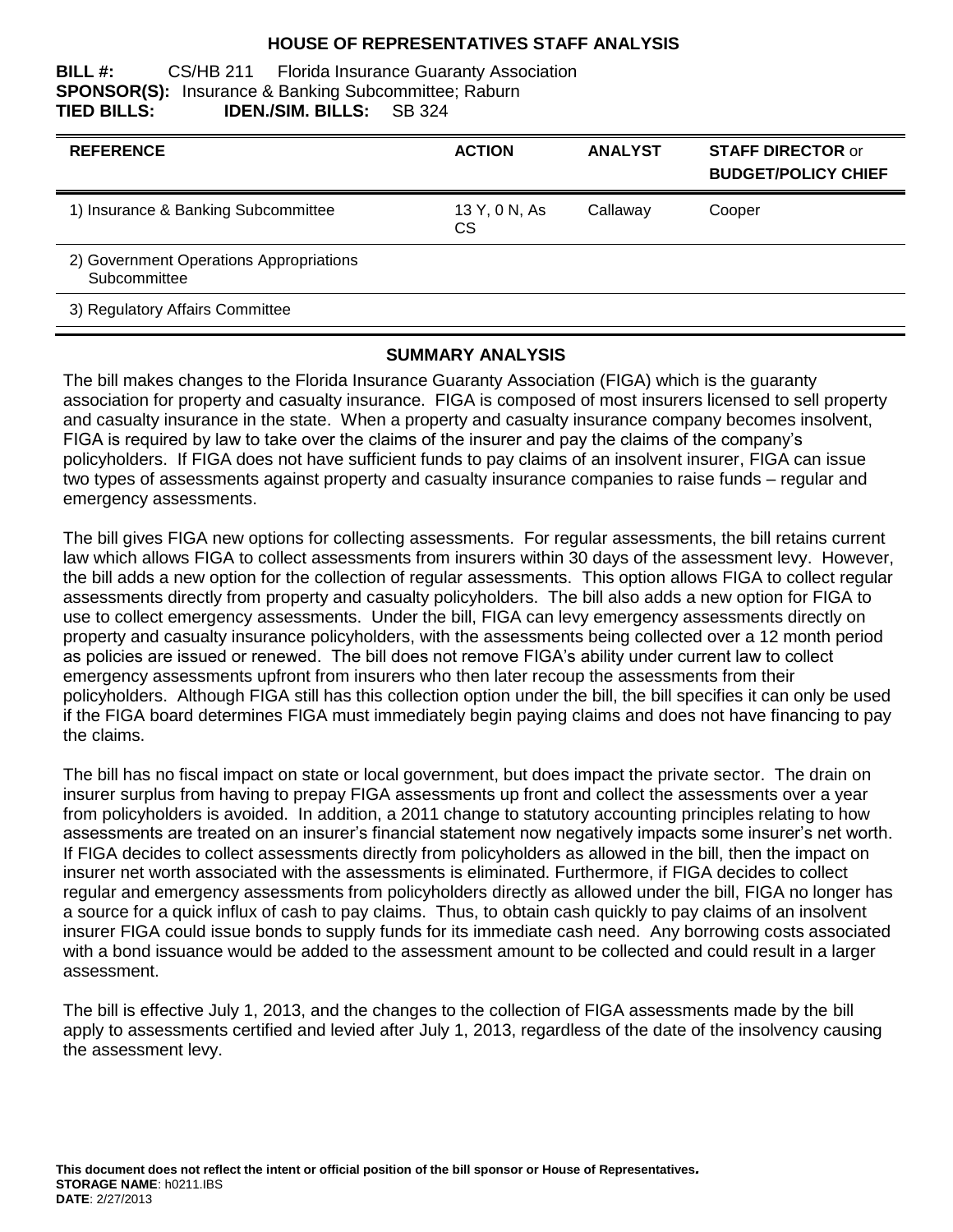# HOUSE OF REPRESENTATIVES STAFF ANALYSIS

**BILL #:** CS/HB 211 Florida Insurance Guaranty Association
**SPONSOR(S):** Insurance & Banking Subcommittee; Raburn
**TIED BILLS:** **IDEN./SIM. BILLS:** SB 324

| REFERENCE | ACTION | ANALYST | STAFF DIRECTOR or BUDGET/POLICY CHIEF |
|---|---|---|---|
| 1) Insurance & Banking Subcommittee | 13 Y, 0 N, As CS | Callaway | Cooper |
| 2) Government Operations Appropriations Subcommittee | | | |
| 3) Regulatory Affairs Committee | | | |

## SUMMARY ANALYSIS

The bill makes changes to the Florida Insurance Guaranty Association (FIGA) which is the guaranty association for property and casualty insurance. FIGA is composed of most insurers licensed to sell property and casualty insurance in the state. When a property and casualty insurance company becomes insolvent, FIGA is required by law to take over the claims of the insurer and pay the claims of the company's policyholders. If FIGA does not have sufficient funds to pay claims of an insolvent insurer, FIGA can issue two types of assessments against property and casualty insurance companies to raise funds – regular and emergency assessments.

The bill gives FIGA new options for collecting assessments. For regular assessments, the bill retains current law which allows FIGA to collect assessments from insurers within 30 days of the assessment levy. However, the bill adds a new option for the collection of regular assessments. This option allows FIGA to collect regular assessments directly from property and casualty policyholders. The bill also adds a new option for FIGA to use to collect emergency assessments. Under the bill, FIGA can levy emergency assessments directly on property and casualty insurance policyholders, with the assessments being collected over a 12 month period as policies are issued or renewed. The bill does not remove FIGA's ability under current law to collect emergency assessments upfront from insurers who then later recoup the assessments from their policyholders. Although FIGA still has this collection option under the bill, the bill specifies it can only be used if the FIGA board determines FIGA must immediately begin paying claims and does not have financing to pay the claims.

The bill has no fiscal impact on state or local government, but does impact the private sector. The drain on insurer surplus from having to prepay FIGA assessments up front and collect the assessments over a year from policyholders is avoided. In addition, a 2011 change to statutory accounting principles relating to how assessments are treated on an insurer's financial statement now negatively impacts some insurer's net worth. If FIGA decides to collect assessments directly from policyholders as allowed in the bill, then the impact on insurer net worth associated with the assessments is eliminated. Furthermore, if FIGA decides to collect regular and emergency assessments from policyholders directly as allowed under the bill, FIGA no longer has a source for a quick influx of cash to pay claims. Thus, to obtain cash quickly to pay claims of an insolvent insurer FIGA could issue bonds to supply funds for its immediate cash need. Any borrowing costs associated with a bond issuance would be added to the assessment amount to be collected and could result in a larger assessment.

The bill is effective July 1, 2013, and the changes to the collection of FIGA assessments made by the bill apply to assessments certified and levied after July 1, 2013, regardless of the date of the insolvency causing the assessment levy.

**This document does not reflect the intent or official position of the bill sponsor or House of Representatives.**
**STORAGE NAME**: h0211.IBS
**DATE**: 2/27/2013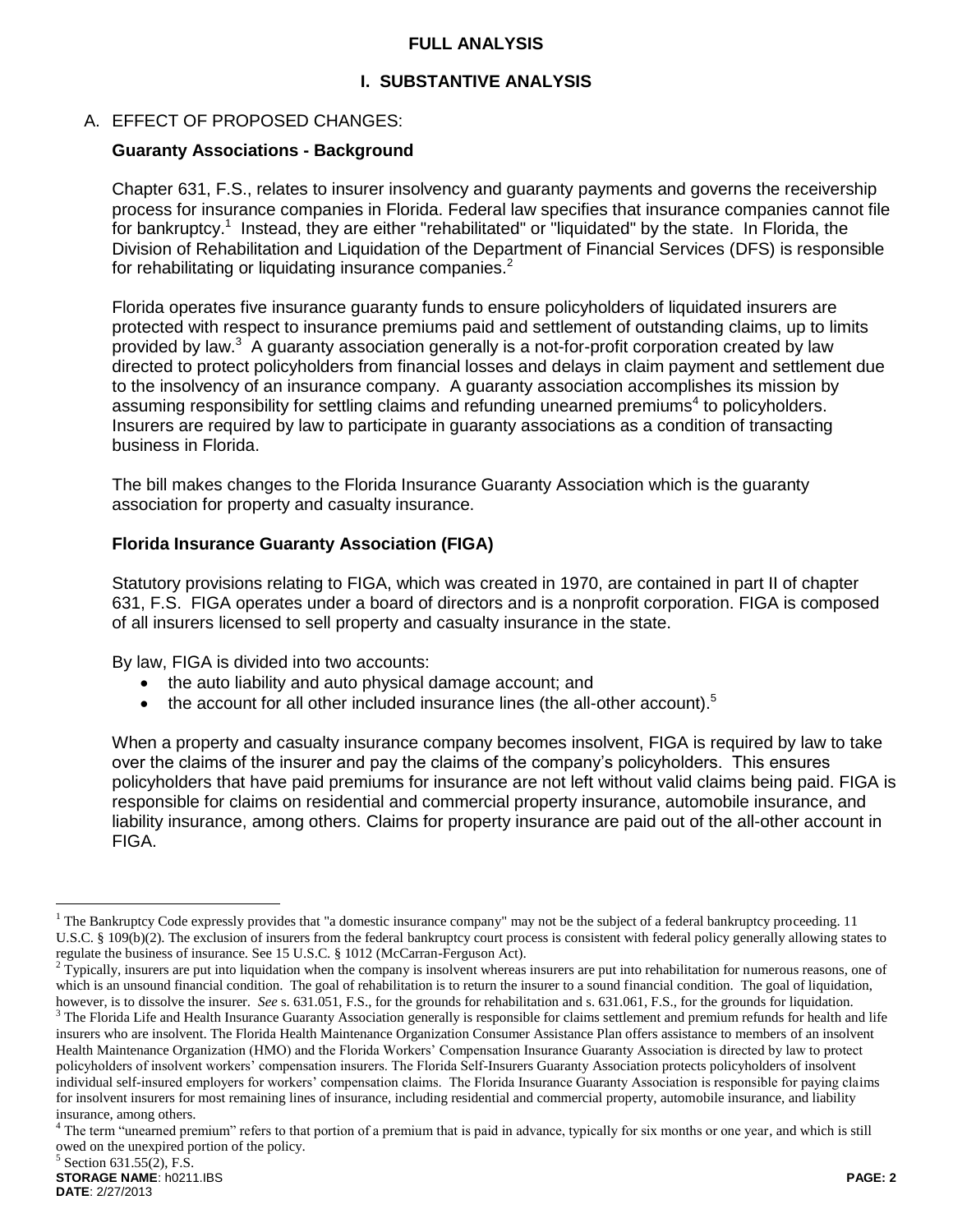## FULL ANALYSIS

### I. SUBSTANTIVE ANALYSIS

A. EFFECT OF PROPOSED CHANGES:

**Guaranty Associations - Background**

Chapter 631, F.S., relates to insurer insolvency and guaranty payments and governs the receivership process for insurance companies in Florida. Federal law specifies that insurance companies cannot file for bankruptcy.[1] Instead, they are either "rehabilitated" or "liquidated" by the state. In Florida, the Division of Rehabilitation and Liquidation of the Department of Financial Services (DFS) is responsible for rehabilitating or liquidating insurance companies.[2]

Florida operates five insurance guaranty funds to ensure policyholders of liquidated insurers are protected with respect to insurance premiums paid and settlement of outstanding claims, up to limits provided by law.[3] A guaranty association generally is a not-for-profit corporation created by law directed to protect policyholders from financial losses and delays in claim payment and settlement due to the insolvency of an insurance company. A guaranty association accomplishes its mission by assuming responsibility for settling claims and refunding unearned premiums[4] to policyholders. Insurers are required by law to participate in guaranty associations as a condition of transacting business in Florida.

The bill makes changes to the Florida Insurance Guaranty Association which is the guaranty association for property and casualty insurance.

**Florida Insurance Guaranty Association (FIGA)**

Statutory provisions relating to FIGA, which was created in 1970, are contained in part II of chapter 631, F.S. FIGA operates under a board of directors and is a nonprofit corporation. FIGA is composed of all insurers licensed to sell property and casualty insurance in the state.

By law, FIGA is divided into two accounts:

- the auto liability and auto physical damage account; and
- the account for all other included insurance lines (the all-other account).[5]

When a property and casualty insurance company becomes insolvent, FIGA is required by law to take over the claims of the insurer and pay the claims of the company's policyholders. This ensures policyholders that have paid premiums for insurance are not left without valid claims being paid. FIGA is responsible for claims on residential and commercial property insurance, automobile insurance, and liability insurance, among others. Claims for property insurance are paid out of the all-other account in FIGA.

---

[1] The Bankruptcy Code expressly provides that "a domestic insurance company" may not be the subject of a federal bankruptcy proceeding. 11 U.S.C. § 109(b)(2). The exclusion of insurers from the federal bankruptcy court process is consistent with federal policy generally allowing states to regulate the business of insurance. See 15 U.S.C. § 1012 (McCarran-Ferguson Act).

[2] Typically, insurers are put into liquidation when the company is insolvent whereas insurers are put into rehabilitation for numerous reasons, one of which is an unsound financial condition. The goal of rehabilitation is to return the insurer to a sound financial condition. The goal of liquidation, however, is to dissolve the insurer. *See* s. 631.051, F.S., for the grounds for rehabilitation and s. 631.061, F.S., for the grounds for liquidation.

[3] The Florida Life and Health Insurance Guaranty Association generally is responsible for claims settlement and premium refunds for health and life insurers who are insolvent. The Florida Health Maintenance Organization Consumer Assistance Plan offers assistance to members of an insolvent Health Maintenance Organization (HMO) and the Florida Workers' Compensation Insurance Guaranty Association is directed by law to protect policyholders of insolvent workers' compensation insurers. The Florida Self-Insurers Guaranty Association protects policyholders of insolvent individual self-insured employers for workers' compensation claims. The Florida Insurance Guaranty Association is responsible for paying claims for insolvent insurers for most remaining lines of insurance, including residential and commercial property, automobile insurance, and liability insurance, among others.

[4] The term "unearned premium" refers to that portion of a premium that is paid in advance, typically for six months or one year, and which is still owed on the unexpired portion of the policy.

[5] Section 631.55(2), F.S.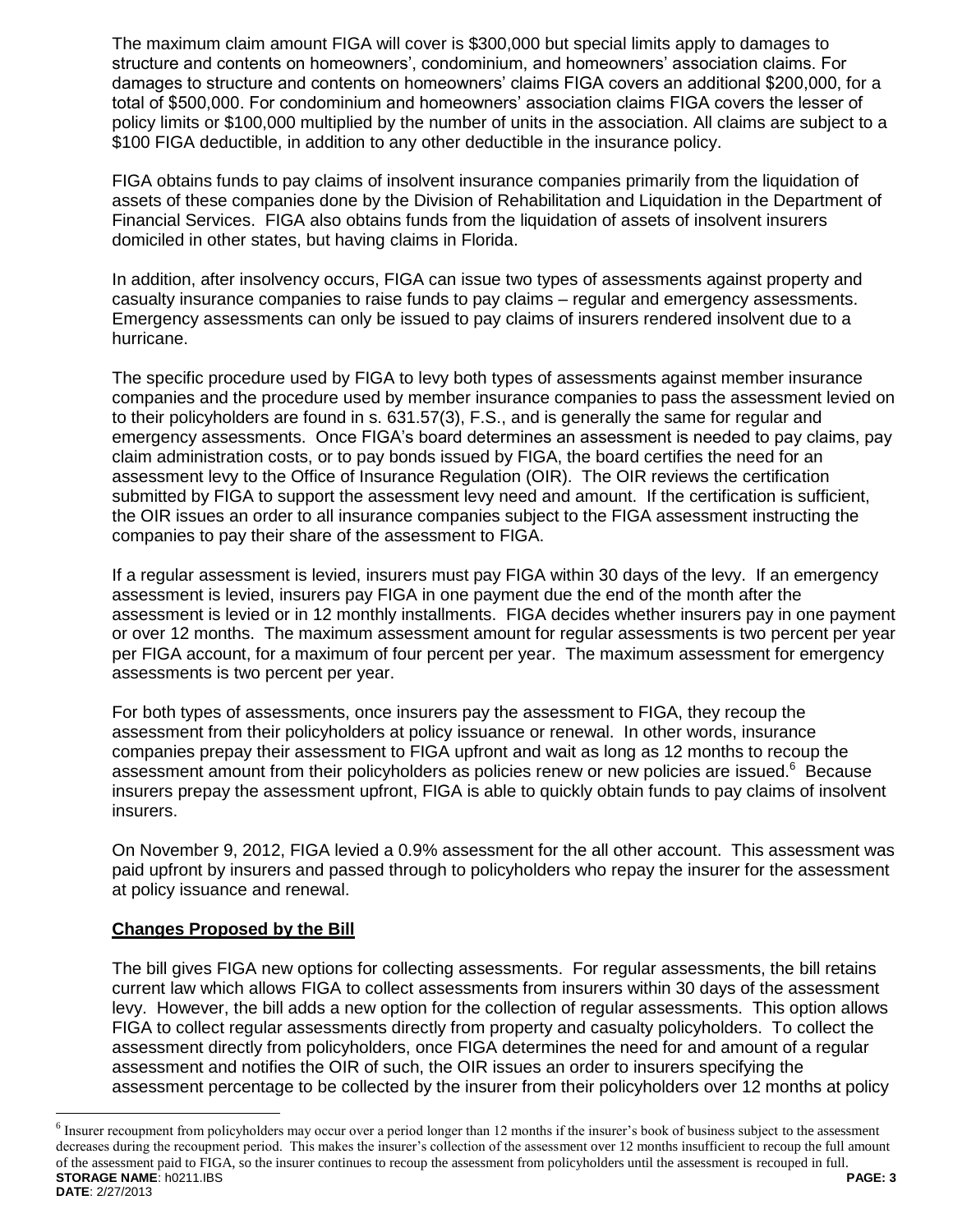The maximum claim amount FIGA will cover is $300,000 but special limits apply to damages to structure and contents on homeowners', condominium, and homeowners' association claims. For damages to structure and contents on homeowners' claims FIGA covers an additional $200,000, for a total of $500,000. For condominium and homeowners' association claims FIGA covers the lesser of policy limits or $100,000 multiplied by the number of units in the association. All claims are subject to a $100 FIGA deductible, in addition to any other deductible in the insurance policy.

FIGA obtains funds to pay claims of insolvent insurance companies primarily from the liquidation of assets of these companies done by the Division of Rehabilitation and Liquidation in the Department of Financial Services. FIGA also obtains funds from the liquidation of assets of insolvent insurers domiciled in other states, but having claims in Florida.

In addition, after insolvency occurs, FIGA can issue two types of assessments against property and casualty insurance companies to raise funds to pay claims – regular and emergency assessments. Emergency assessments can only be issued to pay claims of insurers rendered insolvent due to a hurricane.

The specific procedure used by FIGA to levy both types of assessments against member insurance companies and the procedure used by member insurance companies to pass the assessment levied on to their policyholders are found in s. 631.57(3), F.S., and is generally the same for regular and emergency assessments. Once FIGA's board determines an assessment is needed to pay claims, pay claim administration costs, or to pay bonds issued by FIGA, the board certifies the need for an assessment levy to the Office of Insurance Regulation (OIR). The OIR reviews the certification submitted by FIGA to support the assessment levy need and amount. If the certification is sufficient, the OIR issues an order to all insurance companies subject to the FIGA assessment instructing the companies to pay their share of the assessment to FIGA.

If a regular assessment is levied, insurers must pay FIGA within 30 days of the levy. If an emergency assessment is levied, insurers pay FIGA in one payment due the end of the month after the assessment is levied or in 12 monthly installments. FIGA decides whether insurers pay in one payment or over 12 months. The maximum assessment amount for regular assessments is two percent per year per FIGA account, for a maximum of four percent per year. The maximum assessment for emergency assessments is two percent per year.

For both types of assessments, once insurers pay the assessment to FIGA, they recoup the assessment from their policyholders at policy issuance or renewal. In other words, insurance companies prepay their assessment to FIGA upfront and wait as long as 12 months to recoup the assessment amount from their policyholders as policies renew or new policies are issued.[6] Because insurers prepay the assessment upfront, FIGA is able to quickly obtain funds to pay claims of insolvent insurers.

On November 9, 2012, FIGA levied a 0.9% assessment for the all other account. This assessment was paid upfront by insurers and passed through to policyholders who repay the insurer for the assessment at policy issuance and renewal.

**Changes Proposed by the Bill**

The bill gives FIGA new options for collecting assessments. For regular assessments, the bill retains current law which allows FIGA to collect assessments from insurers within 30 days of the assessment levy. However, the bill adds a new option for the collection of regular assessments. This option allows FIGA to collect regular assessments directly from property and casualty policyholders. To collect the assessment directly from policyholders, once FIGA determines the need for and amount of a regular assessment and notifies the OIR of such, the OIR issues an order to insurers specifying the assessment percentage to be collected by the insurer from their policyholders over 12 months at policy

[6] Insurer recoupment from policyholders may occur over a period longer than 12 months if the insurer's book of business subject to the assessment decreases during the recoupment period. This makes the insurer's collection of the assessment over 12 months insufficient to recoup the full amount of the assessment paid to FIGA, so the insurer continues to recoup the assessment from policyholders until the assessment is recouped in full.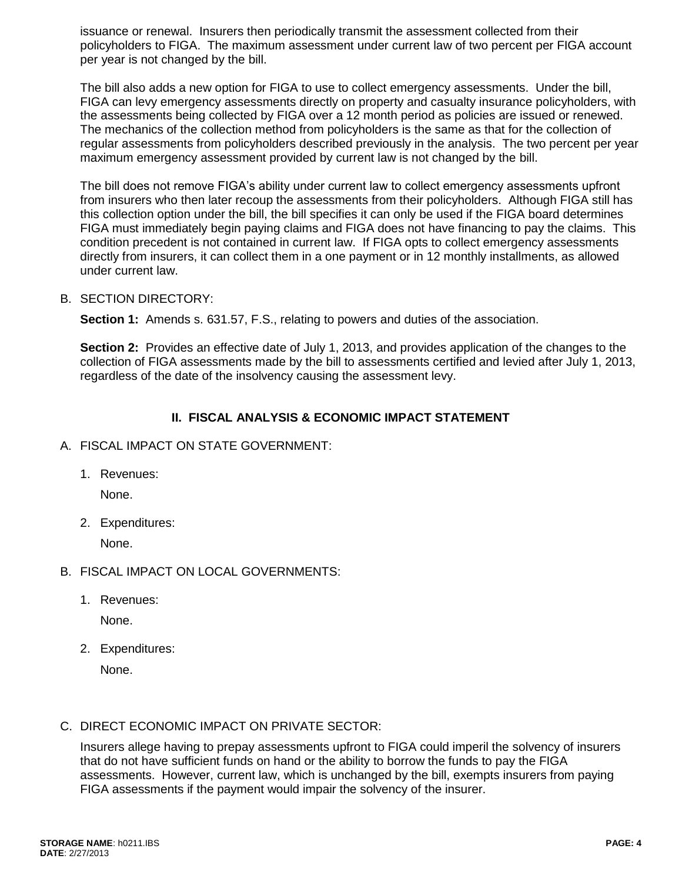issuance or renewal. Insurers then periodically transmit the assessment collected from their policyholders to FIGA. The maximum assessment under current law of two percent per FIGA account per year is not changed by the bill.

The bill also adds a new option for FIGA to use to collect emergency assessments. Under the bill, FIGA can levy emergency assessments directly on property and casualty insurance policyholders, with the assessments being collected by FIGA over a 12 month period as policies are issued or renewed. The mechanics of the collection method from policyholders is the same as that for the collection of regular assessments from policyholders described previously in the analysis. The two percent per year maximum emergency assessment provided by current law is not changed by the bill.

The bill does not remove FIGA's ability under current law to collect emergency assessments upfront from insurers who then later recoup the assessments from their policyholders. Although FIGA still has this collection option under the bill, the bill specifies it can only be used if the FIGA board determines FIGA must immediately begin paying claims and FIGA does not have financing to pay the claims. This condition precedent is not contained in current law. If FIGA opts to collect emergency assessments directly from insurers, it can collect them in a one payment or in 12 monthly installments, as allowed under current law.

B. SECTION DIRECTORY:

**Section 1:** Amends s. 631.57, F.S., relating to powers and duties of the association.

**Section 2:** Provides an effective date of July 1, 2013, and provides application of the changes to the collection of FIGA assessments made by the bill to assessments certified and levied after July 1, 2013, regardless of the date of the insolvency causing the assessment levy.

## II. FISCAL ANALYSIS & ECONOMIC IMPACT STATEMENT

A. FISCAL IMPACT ON STATE GOVERNMENT:

1. Revenues:

   None.

2. Expenditures:

   None.

B. FISCAL IMPACT ON LOCAL GOVERNMENTS:

1. Revenues:

   None.

2. Expenditures:

   None.

C. DIRECT ECONOMIC IMPACT ON PRIVATE SECTOR:

Insurers allege having to prepay assessments upfront to FIGA could imperil the solvency of insurers that do not have sufficient funds on hand or the ability to borrow the funds to pay the FIGA assessments. However, current law, which is unchanged by the bill, exempts insurers from paying FIGA assessments if the payment would impair the solvency of the insurer.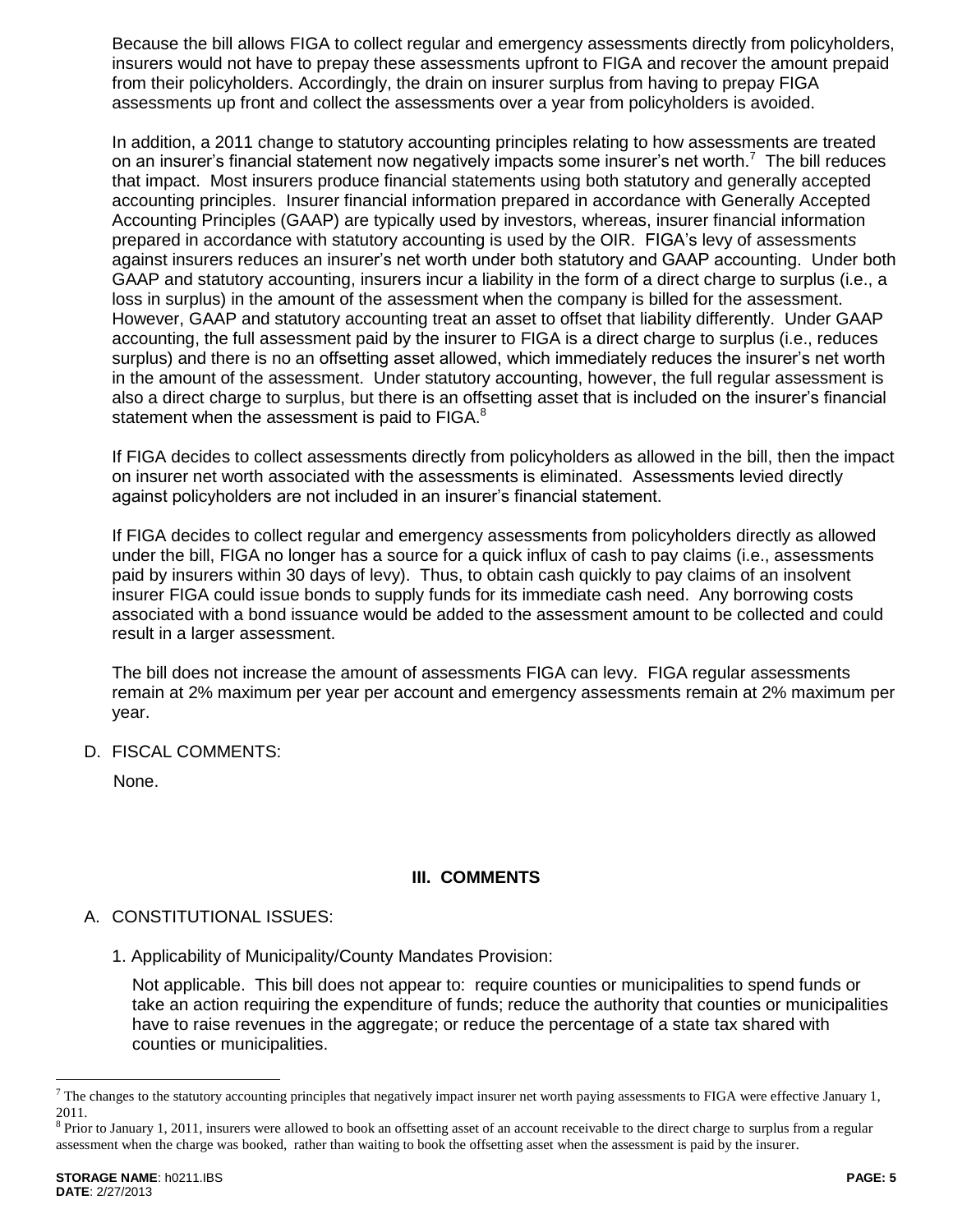Because the bill allows FIGA to collect regular and emergency assessments directly from policyholders, insurers would not have to prepay these assessments upfront to FIGA and recover the amount prepaid from their policyholders. Accordingly, the drain on insurer surplus from having to prepay FIGA assessments up front and collect the assessments over a year from policyholders is avoided.

In addition, a 2011 change to statutory accounting principles relating to how assessments are treated on an insurer's financial statement now negatively impacts some insurer's net worth.[7] The bill reduces that impact. Most insurers produce financial statements using both statutory and generally accepted accounting principles. Insurer financial information prepared in accordance with Generally Accepted Accounting Principles (GAAP) are typically used by investors, whereas, insurer financial information prepared in accordance with statutory accounting is used by the OIR. FIGA's levy of assessments against insurers reduces an insurer's net worth under both statutory and GAAP accounting. Under both GAAP and statutory accounting, insurers incur a liability in the form of a direct charge to surplus (i.e., a loss in surplus) in the amount of the assessment when the company is billed for the assessment. However, GAAP and statutory accounting treat an asset to offset that liability differently. Under GAAP accounting, the full assessment paid by the insurer to FIGA is a direct charge to surplus (i.e., reduces surplus) and there is no an offsetting asset allowed, which immediately reduces the insurer's net worth in the amount of the assessment. Under statutory accounting, however, the full regular assessment is also a direct charge to surplus, but there is an offsetting asset that is included on the insurer's financial statement when the assessment is paid to FIGA.[8]

If FIGA decides to collect assessments directly from policyholders as allowed in the bill, then the impact on insurer net worth associated with the assessments is eliminated. Assessments levied directly against policyholders are not included in an insurer's financial statement.

If FIGA decides to collect regular and emergency assessments from policyholders directly as allowed under the bill, FIGA no longer has a source for a quick influx of cash to pay claims (i.e., assessments paid by insurers within 30 days of levy). Thus, to obtain cash quickly to pay claims of an insolvent insurer FIGA could issue bonds to supply funds for its immediate cash need. Any borrowing costs associated with a bond issuance would be added to the assessment amount to be collected and could result in a larger assessment.

The bill does not increase the amount of assessments FIGA can levy. FIGA regular assessments remain at 2% maximum per year per account and emergency assessments remain at 2% maximum per year.

D. FISCAL COMMENTS:

None.

## III. COMMENTS

A. CONSTITUTIONAL ISSUES:

1. Applicability of Municipality/County Mandates Provision:

Not applicable. This bill does not appear to: require counties or municipalities to spend funds or take an action requiring the expenditure of funds; reduce the authority that counties or municipalities have to raise revenues in the aggregate; or reduce the percentage of a state tax shared with counties or municipalities.

[7] The changes to the statutory accounting principles that negatively impact insurer net worth paying assessments to FIGA were effective January 1, 2011.

[8] Prior to January 1, 2011, insurers were allowed to book an offsetting asset of an account receivable to the direct charge to surplus from a regular assessment when the charge was booked, rather than waiting to book the offsetting asset when the assessment is paid by the insurer.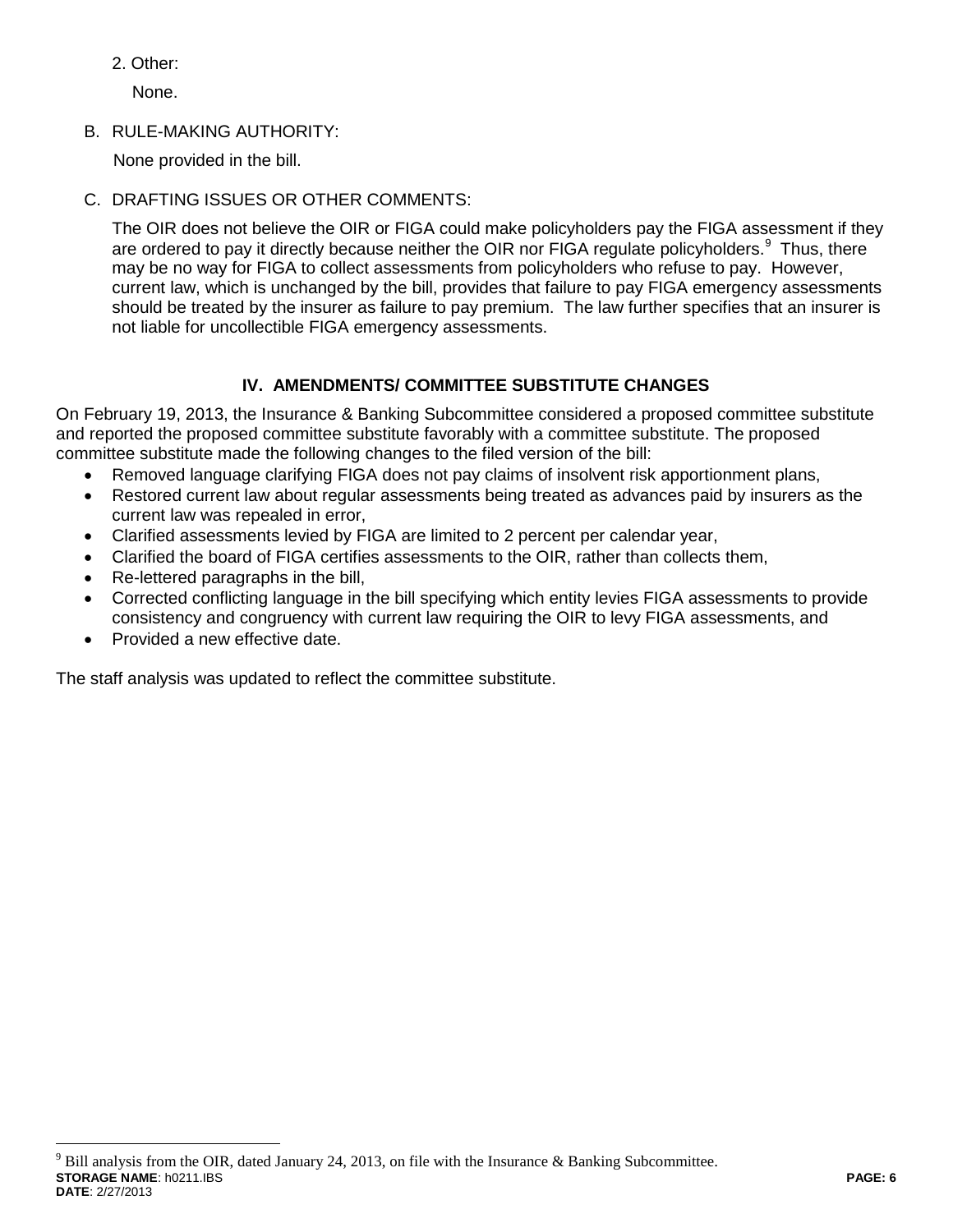2. Other:

None.

B. RULE-MAKING AUTHORITY:

None provided in the bill.

C. DRAFTING ISSUES OR OTHER COMMENTS:

The OIR does not believe the OIR or FIGA could make policyholders pay the FIGA assessment if they are ordered to pay it directly because neither the OIR nor FIGA regulate policyholders.[9] Thus, there may be no way for FIGA to collect assessments from policyholders who refuse to pay. However, current law, which is unchanged by the bill, provides that failure to pay FIGA emergency assessments should be treated by the insurer as failure to pay premium. The law further specifies that an insurer is not liable for uncollectible FIGA emergency assessments.

## IV. AMENDMENTS/ COMMITTEE SUBSTITUTE CHANGES

On February 19, 2013, the Insurance & Banking Subcommittee considered a proposed committee substitute and reported the proposed committee substitute favorably with a committee substitute. The proposed committee substitute made the following changes to the filed version of the bill:

- Removed language clarifying FIGA does not pay claims of insolvent risk apportionment plans,
- Restored current law about regular assessments being treated as advances paid by insurers as the current law was repealed in error,
- Clarified assessments levied by FIGA are limited to 2 percent per calendar year,
- Clarified the board of FIGA certifies assessments to the OIR, rather than collects them,
- Re-lettered paragraphs in the bill,
- Corrected conflicting language in the bill specifying which entity levies FIGA assessments to provide consistency and congruency with current law requiring the OIR to levy FIGA assessments, and
- Provided a new effective date.

The staff analysis was updated to reflect the committee substitute.

[9] Bill analysis from the OIR, dated January 24, 2013, on file with the Insurance & Banking Subcommittee.